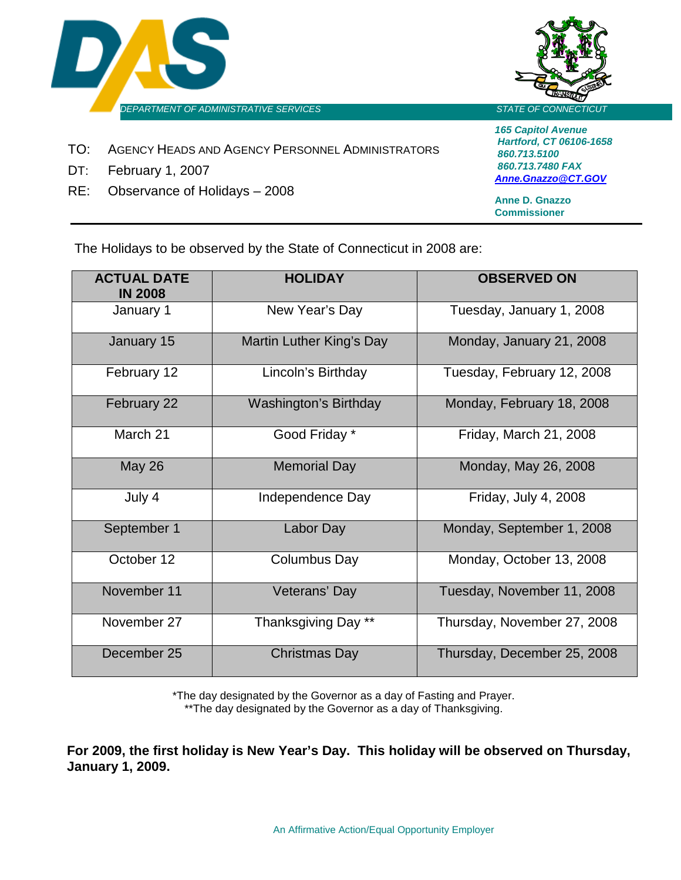DEPARTMENT OF ADMINISTRATIVE SERVICES

STATE OF CONNECTICUT

*165 Capitol Avenue*
*Hartford, CT 06106-1658*
*860.713.5100*
*860.713.7480 FAX*
*Anne.Gnazzo@CT.GOV*

**Anne D. Gnazzo**
**Commissioner**

TO: AGENCY HEADS AND AGENCY PERSONNEL ADMINISTRATORS

DT: February 1, 2007

RE: Observance of Holidays – 2008

---

The Holidays to be observed by the State of Connecticut in 2008 are:

| ACTUAL DATE IN 2008 | HOLIDAY | OBSERVED ON |
|---|---|---|
| January 1 | New Year's Day | Tuesday, January 1, 2008 |
| January 15 | Martin Luther King's Day | Monday, January 21, 2008 |
| February 12 | Lincoln's Birthday | Tuesday, February 12, 2008 |
| February 22 | Washington's Birthday | Monday, February 18, 2008 |
| March 21 | Good Friday * | Friday, March 21, 2008 |
| May 26 | Memorial Day | Monday, May 26, 2008 |
| July 4 | Independence Day | Friday, July 4, 2008 |
| September 1 | Labor Day | Monday, September 1, 2008 |
| October 12 | Columbus Day | Monday, October 13, 2008 |
| November 11 | Veterans' Day | Tuesday, November 11, 2008 |
| November 27 | Thanksgiving Day ** | Thursday, November 27, 2008 |
| December 25 | Christmas Day | Thursday, December 25, 2008 |

*The day designated by the Governor as a day of Fasting and Prayer.
**The day designated by the Governor as a day of Thanksgiving.

**For 2009, the first holiday is New Year's Day. This holiday will be observed on Thursday, January 1, 2009.**

An Affirmative Action/Equal Opportunity Employer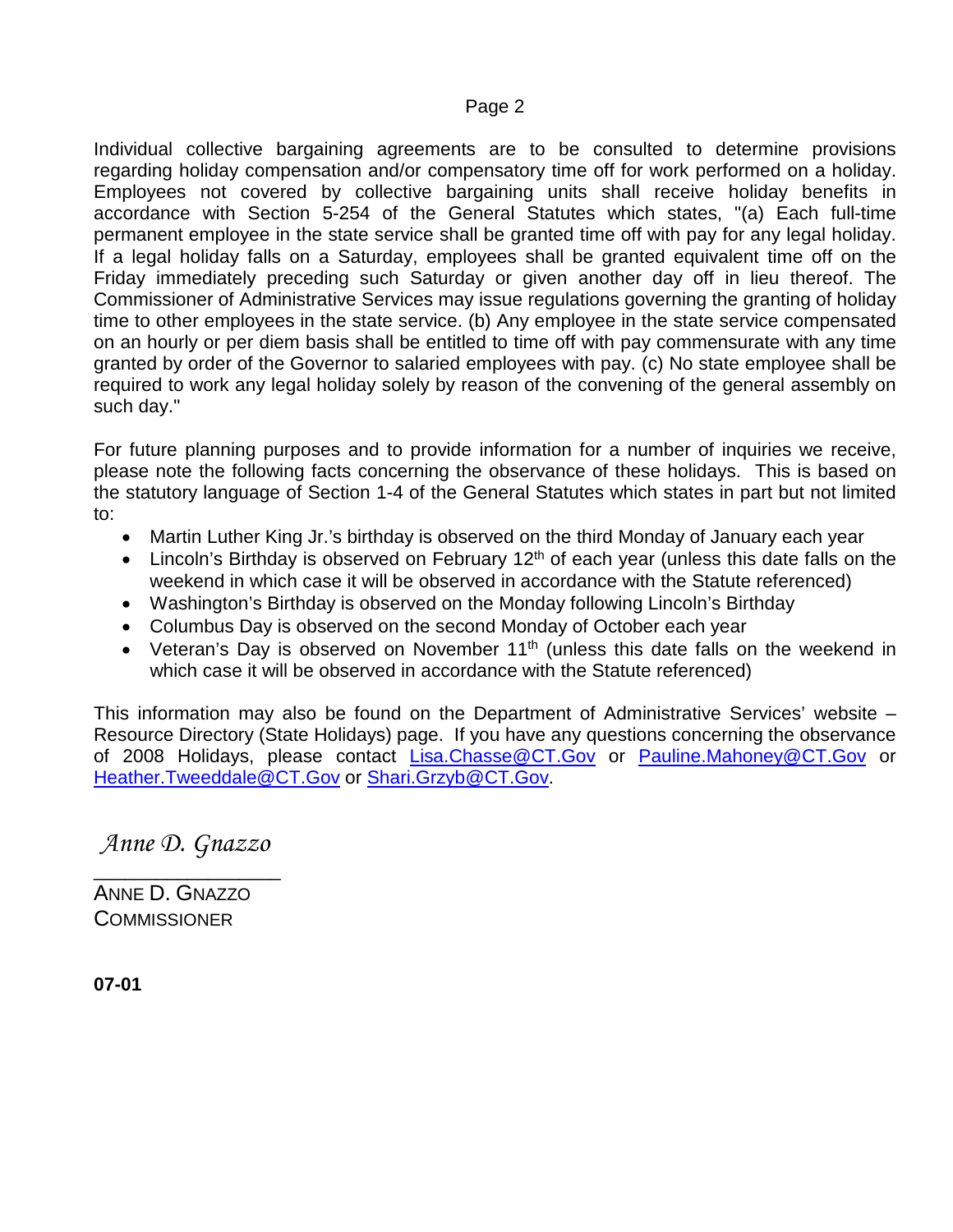Individual collective bargaining agreements are to be consulted to determine provisions regarding holiday compensation and/or compensatory time off for work performed on a holiday. Employees not covered by collective bargaining units shall receive holiday benefits in accordance with Section 5-254 of the General Statutes which states, "(a) Each full-time permanent employee in the state service shall be granted time off with pay for any legal holiday. If a legal holiday falls on a Saturday, employees shall be granted equivalent time off on the Friday immediately preceding such Saturday or given another day off in lieu thereof. The Commissioner of Administrative Services may issue regulations governing the granting of holiday time to other employees in the state service. (b) Any employee in the state service compensated on an hourly or per diem basis shall be entitled to time off with pay commensurate with any time granted by order of the Governor to salaried employees with pay. (c) No state employee shall be required to work any legal holiday solely by reason of the convening of the general assembly on such day."

For future planning purposes and to provide information for a number of inquiries we receive, please note the following facts concerning the observance of these holidays. This is based on the statutory language of Section 1-4 of the General Statutes which states in part but not limited to:

- Martin Luther King Jr.'s birthday is observed on the third Monday of January each year
- Lincoln's Birthday is observed on February 12th of each year (unless this date falls on the weekend in which case it will be observed in accordance with the Statute referenced)
- Washington's Birthday is observed on the Monday following Lincoln's Birthday
- Columbus Day is observed on the second Monday of October each year
- Veteran's Day is observed on November 11th (unless this date falls on the weekend in which case it will be observed in accordance with the Statute referenced)

This information may also be found on the Department of Administrative Services' website – Resource Directory (State Holidays) page. If you have any questions concerning the observance of 2008 Holidays, please contact Lisa.Chasse@CT.Gov or Pauline.Mahoney@CT.Gov or Heather.Tweeddale@CT.Gov or Shari.Grzyb@CT.Gov.

*Anne D. Gnazzo*

ANNE D. GNAZZO
COMMISSIONER

**07-01**